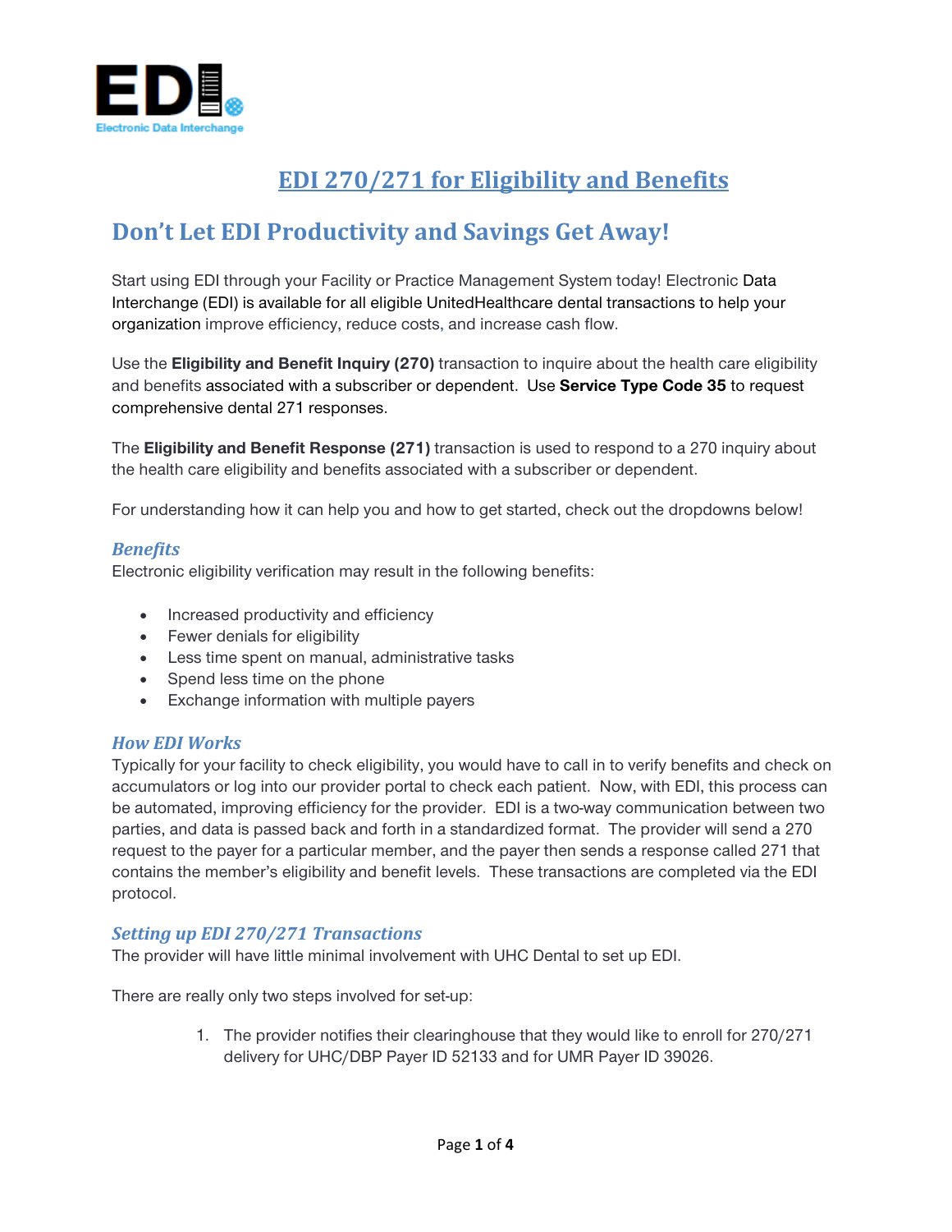# EDI 270/271 for Eligibility and Benefits

## Don't Let EDI Productivity and Savings Get Away!

Start using EDI through your Facility or Practice Management System today! Electronic Data Interchange (EDI) is available for all eligible UnitedHealthcare dental transactions to help your organization improve efficiency, reduce costs, and increase cash flow.

Use the **Eligibility and Benefit Inquiry (270)** transaction to inquire about the health care eligibility and benefits associated with a subscriber or dependent. Use **Service Type Code 35** to request comprehensive dental 271 responses.

The **Eligibility and Benefit Response (271)** transaction is used to respond to a 270 inquiry about the health care eligibility and benefits associated with a subscriber or dependent.

For understanding how it can help you and how to get started, check out the dropdowns below!

### *Benefits*

Electronic eligibility verification may result in the following benefits:

- Increased productivity and efficiency
- Fewer denials for eligibility
- Less time spent on manual, administrative tasks
- Spend less time on the phone
- Exchange information with multiple payers

### *How EDI Works*

Typically for your facility to check eligibility, you would have to call in to verify benefits and check on accumulators or log into our provider portal to check each patient. Now, with EDI, this process can be automated, improving efficiency for the provider. EDI is a two-way communication between two parties, and data is passed back and forth in a standardized format. The provider will send a 270 request to the payer for a particular member, and the payer then sends a response called 271 that contains the member's eligibility and benefit levels. These transactions are completed via the EDI protocol.

### *Setting up EDI 270/271 Transactions*

The provider will have little minimal involvement with UHC Dental to set up EDI.

There are really only two steps involved for set-up:

1. The provider notifies their clearinghouse that they would like to enroll for 270/271 delivery for UHC/DBP Payer ID 52133 and for UMR Payer ID 39026.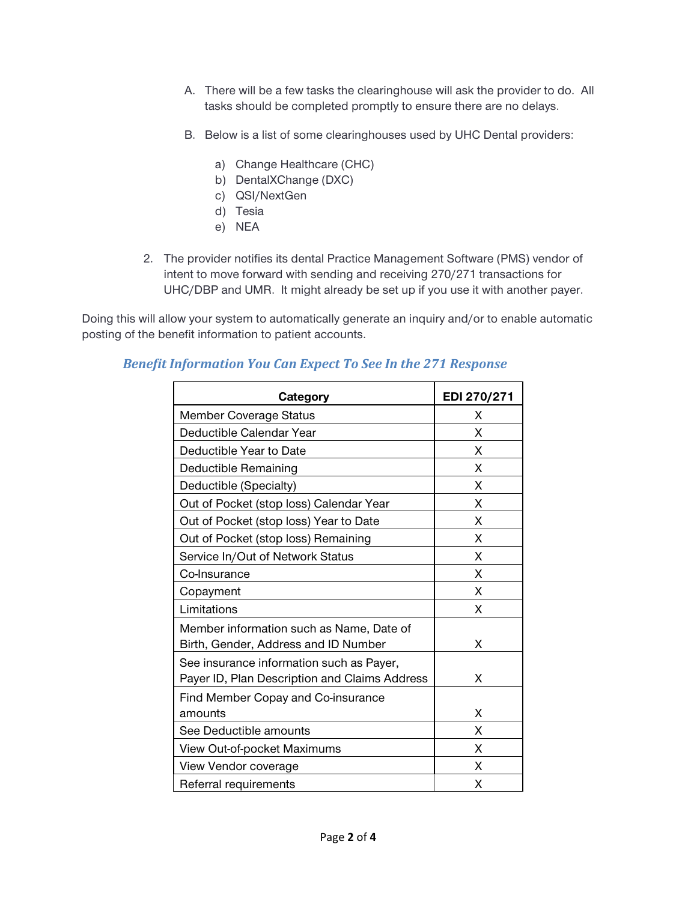A. There will be a few tasks the clearinghouse will ask the provider to do. All tasks should be completed promptly to ensure there are no delays.

B. Below is a list of some clearinghouses used by UHC Dental providers:

   a) Change Healthcare (CHC)
   b) DentalXChange (DXC)
   c) QSI/NextGen
   d) Tesia
   e) NEA

2. The provider notifies its dental Practice Management Software (PMS) vendor of intent to move forward with sending and receiving 270/271 transactions for UHC/DBP and UMR. It might already be set up if you use it with another payer.

Doing this will allow your system to automatically generate an inquiry and/or to enable automatic posting of the benefit information to patient accounts.

### *Benefit Information You Can Expect To See In the 271 Response*

| Category | EDI 270/271 |
|---|---|
| Member Coverage Status | X |
| Deductible Calendar Year | X |
| Deductible Year to Date | X |
| Deductible Remaining | X |
| Deductible (Specialty) | X |
| Out of Pocket (stop loss) Calendar Year | X |
| Out of Pocket (stop loss) Year to Date | X |
| Out of Pocket (stop loss) Remaining | X |
| Service In/Out of Network Status | X |
| Co-Insurance | X |
| Copayment | X |
| Limitations | X |
| Member information such as Name, Date of Birth, Gender, Address and ID Number | X |
| See insurance information such as Payer, Payer ID, Plan Description and Claims Address | X |
| Find Member Copay and Co-insurance amounts | X |
| See Deductible amounts | X |
| View Out-of-pocket Maximums | X |
| View Vendor coverage | X |
| Referral requirements | X |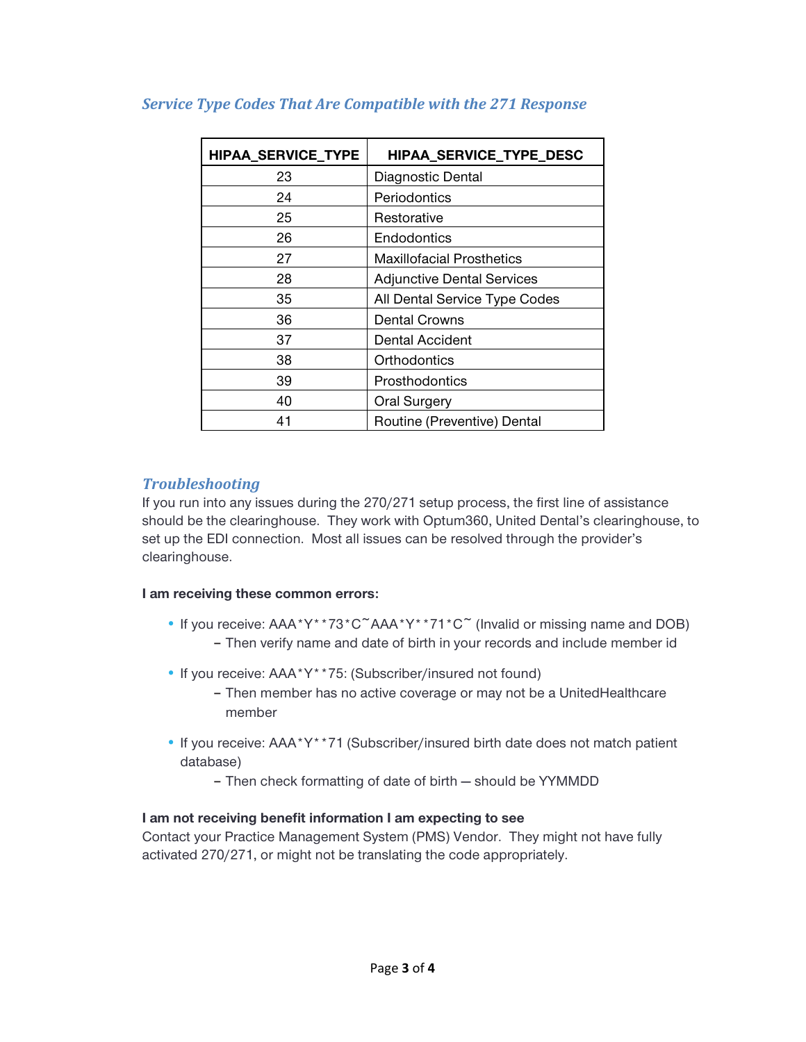## *Service Type Codes That Are Compatible with the 271 Response*

| HIPAA_SERVICE_TYPE | HIPAA_SERVICE_TYPE_DESC |
|---|---|
| 23 | Diagnostic Dental |
| 24 | Periodontics |
| 25 | Restorative |
| 26 | Endodontics |
| 27 | Maxillofacial Prosthetics |
| 28 | Adjunctive Dental Services |
| 35 | All Dental Service Type Codes |
| 36 | Dental Crowns |
| 37 | Dental Accident |
| 38 | Orthodontics |
| 39 | Prosthodontics |
| 40 | Oral Surgery |
| 41 | Routine (Preventive) Dental |

## *Troubleshooting*

If you run into any issues during the 270/271 setup process, the first line of assistance should be the clearinghouse. They work with Optum360, United Dental's clearinghouse, to set up the EDI connection. Most all issues can be resolved through the provider's clearinghouse.

**I am receiving these common errors:**

- If you receive: AAA*Y**73*C~AAA*Y**71*C~ (Invalid or missing name and DOB)
  - Then verify name and date of birth in your records and include member id
- If you receive: AAA*Y**75: (Subscriber/insured not found)
  - Then member has no active coverage or may not be a UnitedHealthcare member
- If you receive: AAA*Y**71 (Subscriber/insured birth date does not match patient database)
  - Then check formatting of date of birth — should be YYMMDD

**I am not receiving benefit information I am expecting to see**

Contact your Practice Management System (PMS) Vendor. They might not have fully activated 270/271, or might not be translating the code appropriately.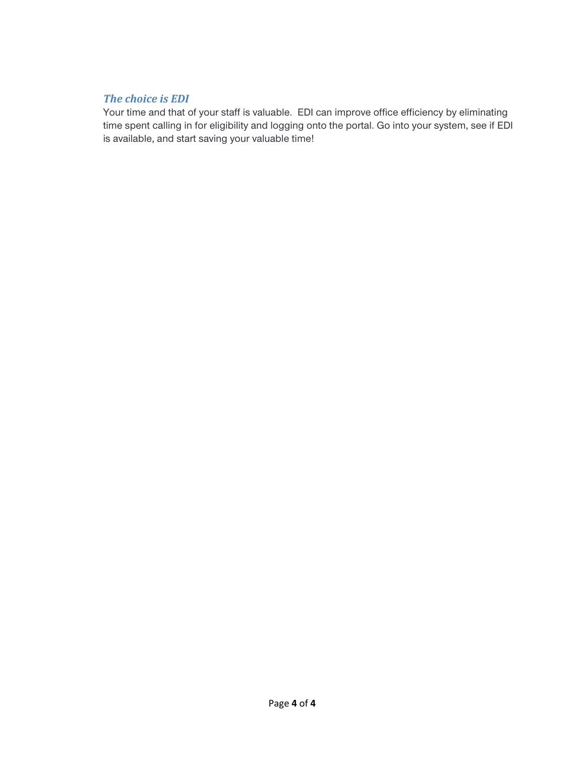### *The choice is EDI*

Your time and that of your staff is valuable. EDI can improve office efficiency by eliminating time spent calling in for eligibility and logging onto the portal. Go into your system, see if EDI is available, and start saving your valuable time!